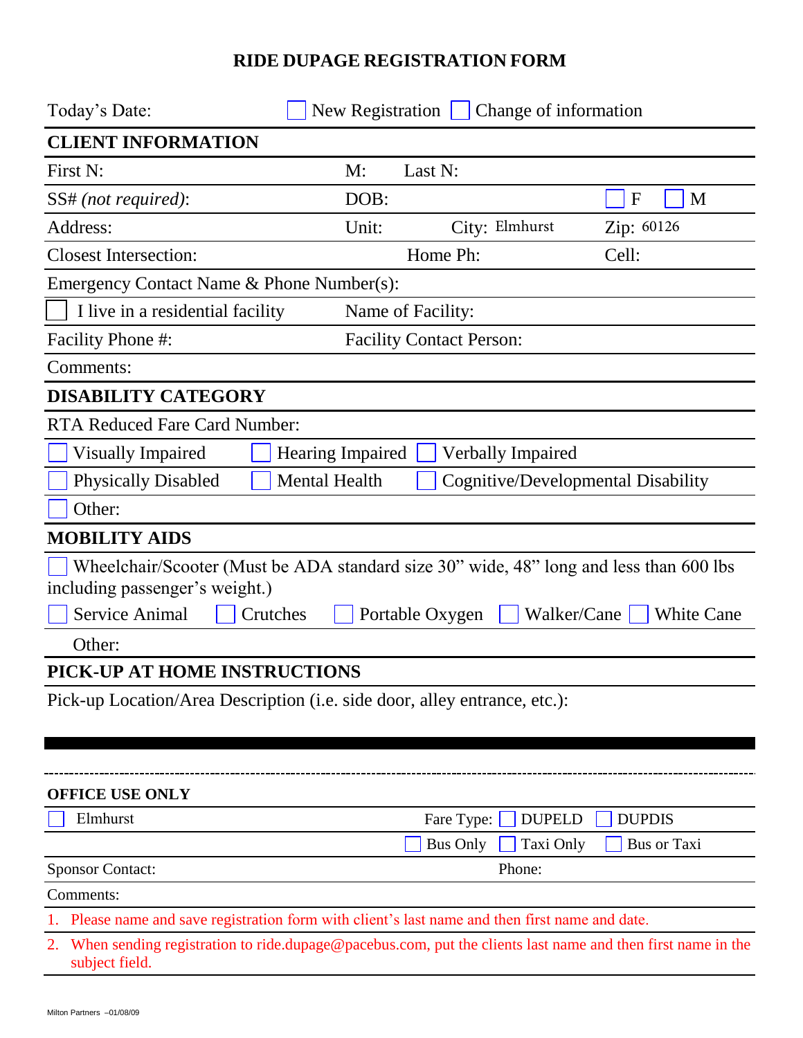# RIDE DUPAGE REGISTRATION FORM

Today's Date: ☐ New Registration ☐ Change of information

## CLIENT INFORMATION

| | | | |
|---|---|---|---|
| First N: | M: | Last N: | |
| SS# *(not required)*: | DOB: | | ☐ F ☐ M |
| Address: | Unit: | City: Elmhurst | Zip: 60126 |
| Closest Intersection: | | Home Ph: | Cell: |

Emergency Contact Name & Phone Number(s):

☐ I live in a residential facility &nbsp;&nbsp; Name of Facility:

Facility Phone #: &nbsp;&nbsp; Facility Contact Person:

Comments:

## DISABILITY CATEGORY

RTA Reduced Fare Card Number:

☐ Visually Impaired ☐ Hearing Impaired ☐ Verbally Impaired

☐ Physically Disabled ☐ Mental Health ☐ Cognitive/Developmental Disability

☐ Other:

## MOBILITY AIDS

☐ Wheelchair/Scooter (Must be ADA standard size 30" wide, 48" long and less than 600 lbs including passenger's weight.)

☐ Service Animal ☐ Crutches ☐ Portable Oxygen ☐ Walker/Cane ☐ White Cane

Other:

## PICK-UP AT HOME INSTRUCTIONS

Pick-up Location/Area Description (i.e. side door, alley entrance, etc.):

---

### OFFICE USE ONLY

☐ Elmhurst &nbsp;&nbsp; Fare Type: ☐ DUPELD ☐ DUPDIS

☐ Bus Only ☐ Taxi Only ☐ Bus or Taxi

Sponsor Contact: &nbsp;&nbsp; Phone:

Comments:

1. Please name and save registration form with client's last name and then first name and date.
2. When sending registration to ride.dupage@pacebus.com, put the clients last name and then first name in the subject field.

Milton Partners –01/08/09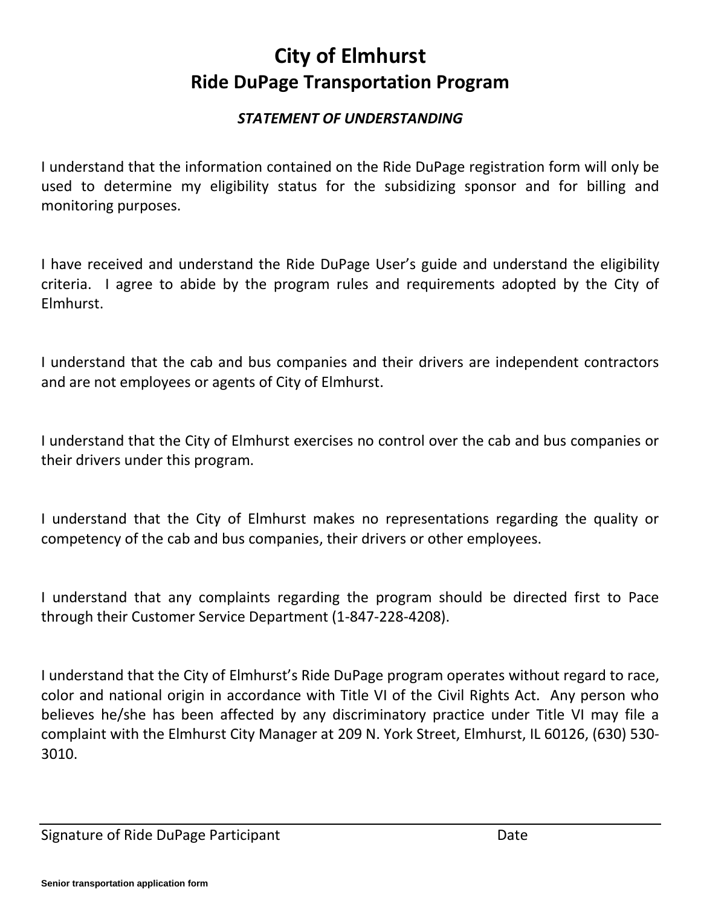# City of Elmhurst
## Ride DuPage Transportation Program

***STATEMENT OF UNDERSTANDING***

I understand that the information contained on the Ride DuPage registration form will only be used to determine my eligibility status for the subsidizing sponsor and for billing and monitoring purposes.

I have received and understand the Ride DuPage User's guide and understand the eligibility criteria. I agree to abide by the program rules and requirements adopted by the City of Elmhurst.

I understand that the cab and bus companies and their drivers are independent contractors and are not employees or agents of City of Elmhurst.

I understand that the City of Elmhurst exercises no control over the cab and bus companies or their drivers under this program.

I understand that the City of Elmhurst makes no representations regarding the quality or competency of the cab and bus companies, their drivers or other employees.

I understand that any complaints regarding the program should be directed first to Pace through their Customer Service Department (1-847-228-4208).

I understand that the City of Elmhurst's Ride DuPage program operates without regard to race, color and national origin in accordance with Title VI of the Civil Rights Act. Any person who believes he/she has been affected by any discriminatory practice under Title VI may file a complaint with the Elmhurst City Manager at 209 N. York Street, Elmhurst, IL 60126, (630) 530-3010.

Signature of Ride DuPage Participant                                        Date

**Senior transportation application form**